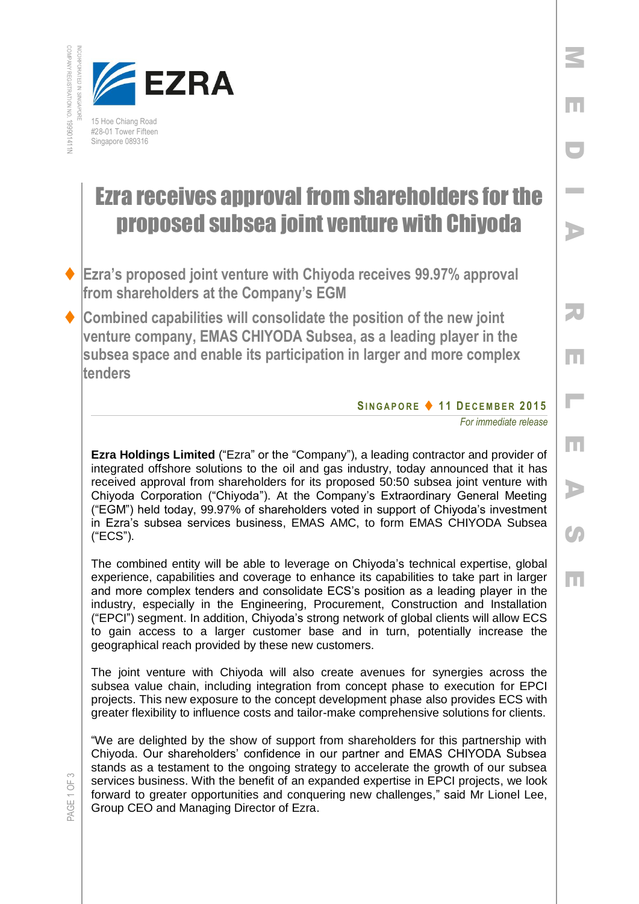EZRA

15 Hoe Chiang Road
#28-01 Tower Fifteen
Singapore 089316

INCORPORATED IN SINGAPORE
COMPANY REGISTRATION NO. 199901411N

# Ezra receives approval from shareholders for the proposed subsea joint venture with Chiyoda

- **Ezra's proposed joint venture with Chiyoda receives 99.97% approval from shareholders at the Company's EGM**
- **Combined capabilities will consolidate the position of the new joint venture company, EMAS CHIYODA Subsea, as a leading player in the subsea space and enable its participation in larger and more complex tenders**

**SINGAPORE ♦ 11 DECEMBER 2015**

*For immediate release*

**Ezra Holdings Limited** ("Ezra" or the "Company"), a leading contractor and provider of integrated offshore solutions to the oil and gas industry, today announced that it has received approval from shareholders for its proposed 50:50 subsea joint venture with Chiyoda Corporation ("Chiyoda"). At the Company's Extraordinary General Meeting ("EGM") held today, 99.97% of shareholders voted in support of Chiyoda's investment in Ezra's subsea services business, EMAS AMC, to form EMAS CHIYODA Subsea ("ECS").

The combined entity will be able to leverage on Chiyoda's technical expertise, global experience, capabilities and coverage to enhance its capabilities to take part in larger and more complex tenders and consolidate ECS's position as a leading player in the industry, especially in the Engineering, Procurement, Construction and Installation ("EPCI") segment. In addition, Chiyoda's strong network of global clients will allow ECS to gain access to a larger customer base and in turn, potentially increase the geographical reach provided by these new customers.

The joint venture with Chiyoda will also create avenues for synergies across the subsea value chain, including integration from concept phase to execution for EPCI projects. This new exposure to the concept development phase also provides ECS with greater flexibility to influence costs and tailor-make comprehensive solutions for clients.

"We are delighted by the show of support from shareholders for this partnership with Chiyoda. Our shareholders' confidence in our partner and EMAS CHIYODA Subsea stands as a testament to the ongoing strategy to accelerate the growth of our subsea services business. With the benefit of an expanded expertise in EPCI projects, we look forward to greater opportunities and conquering new challenges," said Mr Lionel Lee, Group CEO and Managing Director of Ezra.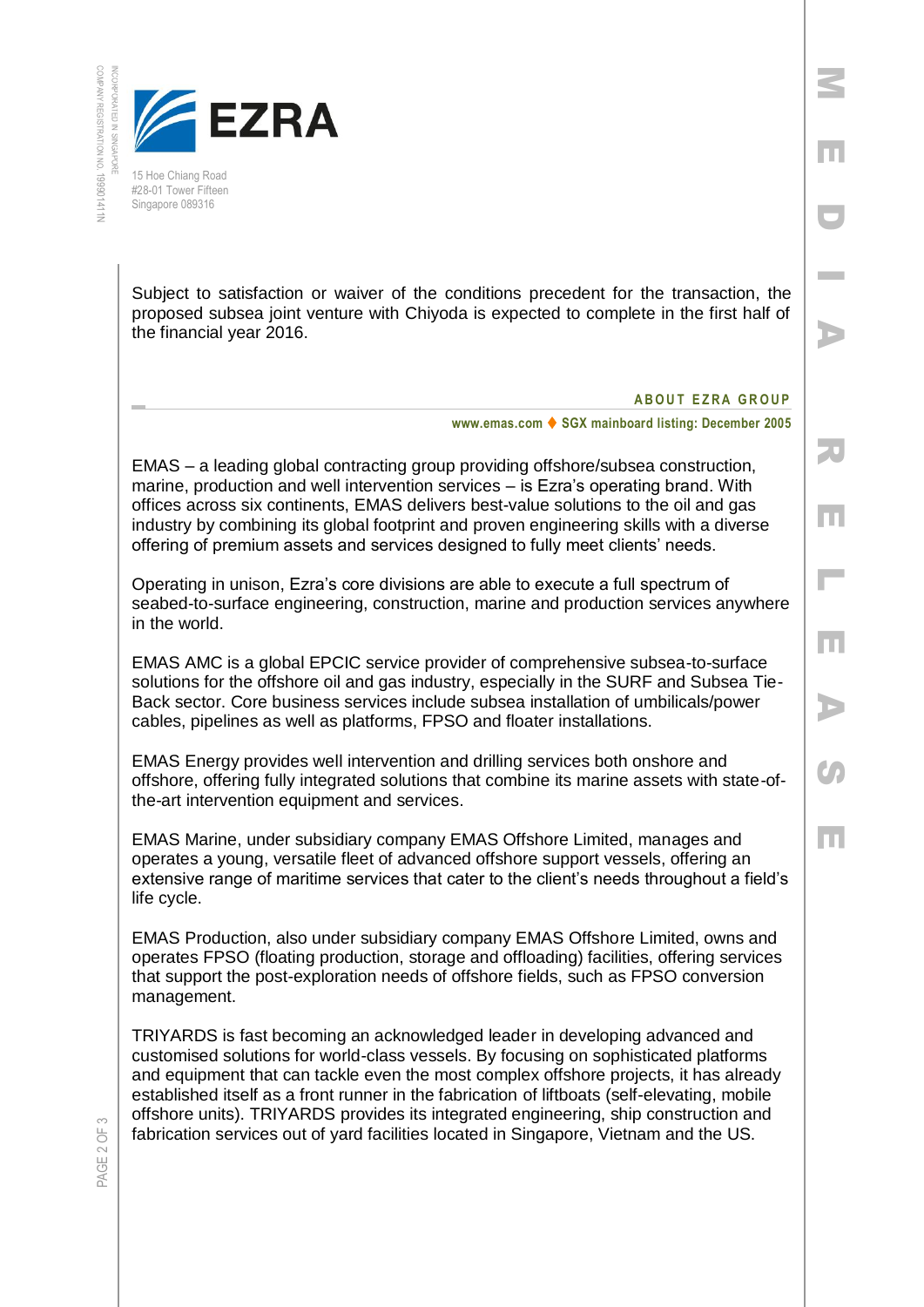Subject to satisfaction or waiver of the conditions precedent for the transaction, the proposed subsea joint venture with Chiyoda is expected to complete in the first half of the financial year 2016.

## ABOUT EZRA GROUP

**www.emas.com ♦ SGX mainboard listing: December 2005**

EMAS – a leading global contracting group providing offshore/subsea construction, marine, production and well intervention services – is Ezra's operating brand. With offices across six continents, EMAS delivers best-value solutions to the oil and gas industry by combining its global footprint and proven engineering skills with a diverse offering of premium assets and services designed to fully meet clients' needs.

Operating in unison, Ezra's core divisions are able to execute a full spectrum of seabed-to-surface engineering, construction, marine and production services anywhere in the world.

EMAS AMC is a global EPCIC service provider of comprehensive subsea-to-surface solutions for the offshore oil and gas industry, especially in the SURF and Subsea Tie-Back sector. Core business services include subsea installation of umbilicals/power cables, pipelines as well as platforms, FPSO and floater installations.

EMAS Energy provides well intervention and drilling services both onshore and offshore, offering fully integrated solutions that combine its marine assets with state-of-the-art intervention equipment and services.

EMAS Marine, under subsidiary company EMAS Offshore Limited, manages and operates a young, versatile fleet of advanced offshore support vessels, offering an extensive range of maritime services that cater to the client's needs throughout a field's life cycle.

EMAS Production, also under subsidiary company EMAS Offshore Limited, owns and operates FPSO (floating production, storage and offloading) facilities, offering services that support the post-exploration needs of offshore fields, such as FPSO conversion management.

TRIYARDS is fast becoming an acknowledged leader in developing advanced and customised solutions for world-class vessels. By focusing on sophisticated platforms and equipment that can tackle even the most complex offshore projects, it has already established itself as a front runner in the fabrication of liftboats (self-elevating, mobile offshore units). TRIYARDS provides its integrated engineering, ship construction and fabrication services out of yard facilities located in Singapore, Vietnam and the US.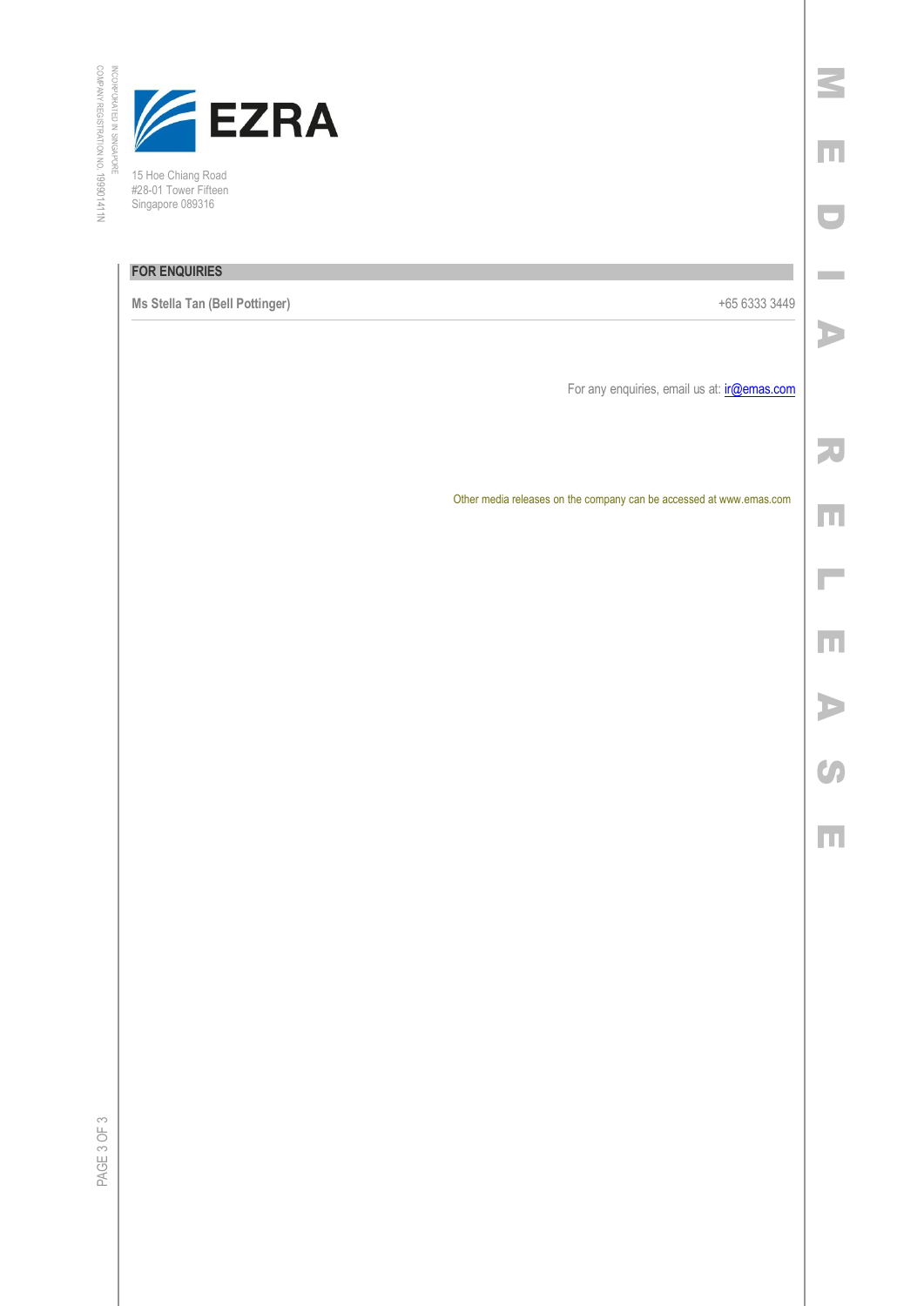EZRA

15 Hoe Chiang Road
#28-01 Tower Fifteen
Singapore 089316

INCORPORATED IN SINGAPORE
COMPANY REGISTRATION NO. 199901411N

MEDIA RELEASE

## FOR ENQUIRIES

| | |
|---|---|
| **Ms Stella Tan (Bell Pottinger)** | +65 6333 3449 |

For any enquiries, email us at: ir@emas.com

Other media releases on the company can be accessed at www.emas.com